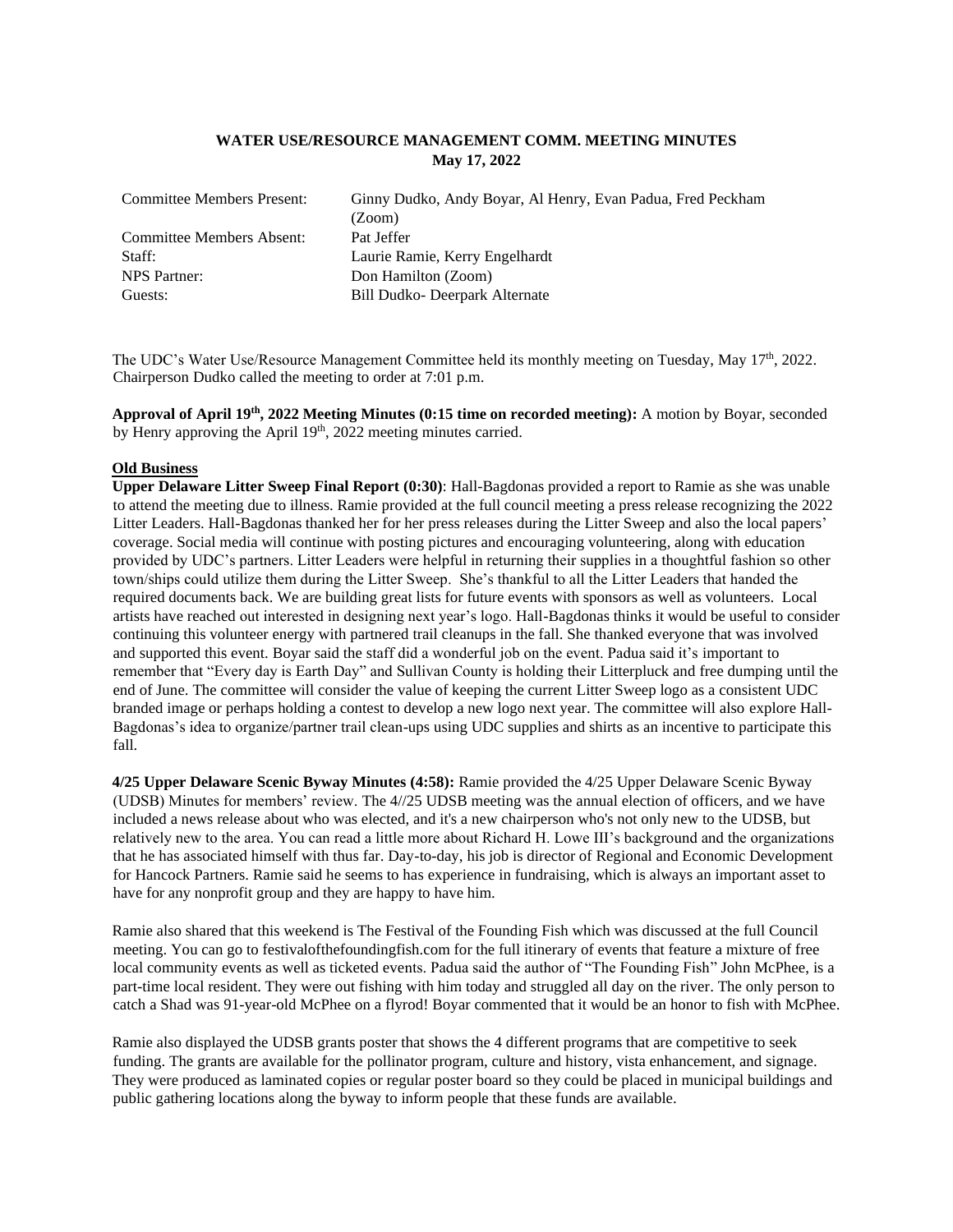**WATER USE/RESOURCE MANAGEMENT COMM. MEETING MINUTES**
**May 17, 2022**

| | |
|---|---|
| Committee Members Present: | Ginny Dudko, Andy Boyar, Al Henry, Evan Padua, Fred Peckham (Zoom) |
| Committee Members Absent: | Pat Jeffer |
| Staff: | Laurie Ramie, Kerry Engelhardt |
| NPS Partner: | Don Hamilton (Zoom) |
| Guests: | Bill Dudko- Deerpark Alternate |

The UDC's Water Use/Resource Management Committee held its monthly meeting on Tuesday, May 17th, 2022. Chairperson Dudko called the meeting to order at 7:01 p.m.

**Approval of April 19th, 2022 Meeting Minutes (0:15 time on recorded meeting):** A motion by Boyar, seconded by Henry approving the April 19th, 2022 meeting minutes carried.

**Old Business**

**Upper Delaware Litter Sweep Final Report (0:30)**: Hall-Bagdonas provided a report to Ramie as she was unable to attend the meeting due to illness. Ramie provided at the full council meeting a press release recognizing the 2022 Litter Leaders. Hall-Bagdonas thanked her for her press releases during the Litter Sweep and also the local papers' coverage. Social media will continue with posting pictures and encouraging volunteering, along with education provided by UDC's partners. Litter Leaders were helpful in returning their supplies in a thoughtful fashion so other town/ships could utilize them during the Litter Sweep. She's thankful to all the Litter Leaders that handed the required documents back. We are building great lists for future events with sponsors as well as volunteers. Local artists have reached out interested in designing next year's logo. Hall-Bagdonas thinks it would be useful to consider continuing this volunteer energy with partnered trail cleanups in the fall. She thanked everyone that was involved and supported this event. Boyar said the staff did a wonderful job on the event. Padua said it's important to remember that "Every day is Earth Day" and Sullivan County is holding their Litterpluck and free dumping until the end of June. The committee will consider the value of keeping the current Litter Sweep logo as a consistent UDC branded image or perhaps holding a contest to develop a new logo next year. The committee will also explore Hall-Bagdonas's idea to organize/partner trail clean-ups using UDC supplies and shirts as an incentive to participate this fall.

**4/25 Upper Delaware Scenic Byway Minutes (4:58):** Ramie provided the 4/25 Upper Delaware Scenic Byway (UDSB) Minutes for members' review. The 4//25 UDSB meeting was the annual election of officers, and we have included a news release about who was elected, and it's a new chairperson who's not only new to the UDSB, but relatively new to the area. You can read a little more about Richard H. Lowe III's background and the organizations that he has associated himself with thus far. Day-to-day, his job is director of Regional and Economic Development for Hancock Partners. Ramie said he seems to has experience in fundraising, which is always an important asset to have for any nonprofit group and they are happy to have him.

Ramie also shared that this weekend is The Festival of the Founding Fish which was discussed at the full Council meeting. You can go to festivalofthefoundingfish.com for the full itinerary of events that feature a mixture of free local community events as well as ticketed events. Padua said the author of "The Founding Fish" John McPhee, is a part-time local resident. They were out fishing with him today and struggled all day on the river. The only person to catch a Shad was 91-year-old McPhee on a flyrod! Boyar commented that it would be an honor to fish with McPhee.

Ramie also displayed the UDSB grants poster that shows the 4 different programs that are competitive to seek funding. The grants are available for the pollinator program, culture and history, vista enhancement, and signage. They were produced as laminated copies or regular poster board so they could be placed in municipal buildings and public gathering locations along the byway to inform people that these funds are available.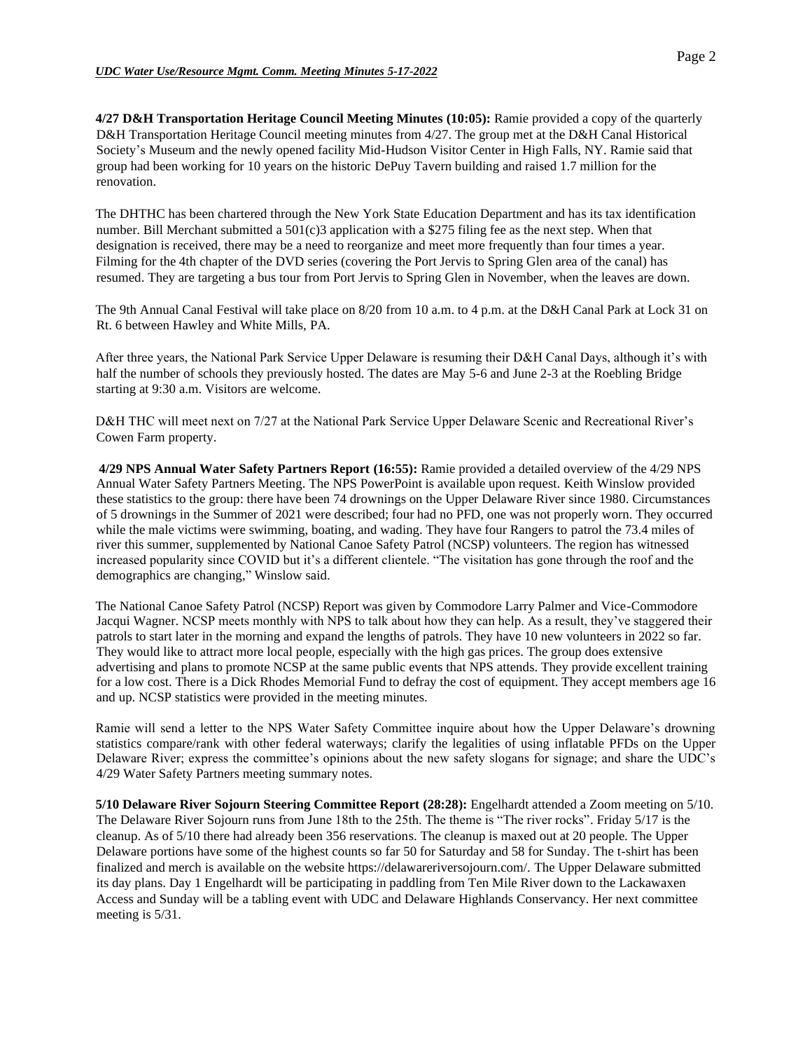**4/27 D&H Transportation Heritage Council Meeting Minutes (10:05):** Ramie provided a copy of the quarterly D&H Transportation Heritage Council meeting minutes from 4/27. The group met at the D&H Canal Historical Society's Museum and the newly opened facility Mid-Hudson Visitor Center in High Falls, NY. Ramie said that group had been working for 10 years on the historic DePuy Tavern building and raised 1.7 million for the renovation.

The DHTHC has been chartered through the New York State Education Department and has its tax identification number. Bill Merchant submitted a 501(c)3 application with a $275 filing fee as the next step. When that designation is received, there may be a need to reorganize and meet more frequently than four times a year. Filming for the 4th chapter of the DVD series (covering the Port Jervis to Spring Glen area of the canal) has resumed. They are targeting a bus tour from Port Jervis to Spring Glen in November, when the leaves are down.

The 9th Annual Canal Festival will take place on 8/20 from 10 a.m. to 4 p.m. at the D&H Canal Park at Lock 31 on Rt. 6 between Hawley and White Mills, PA.

After three years, the National Park Service Upper Delaware is resuming their D&H Canal Days, although it's with half the number of schools they previously hosted. The dates are May 5-6 and June 2-3 at the Roebling Bridge starting at 9:30 a.m. Visitors are welcome.

D&H THC will meet next on 7/27 at the National Park Service Upper Delaware Scenic and Recreational River's Cowen Farm property.

**4/29 NPS Annual Water Safety Partners Report (16:55):** Ramie provided a detailed overview of the 4/29 NPS Annual Water Safety Partners Meeting. The NPS PowerPoint is available upon request. Keith Winslow provided these statistics to the group: there have been 74 drownings on the Upper Delaware River since 1980. Circumstances of 5 drownings in the Summer of 2021 were described; four had no PFD, one was not properly worn. They occurred while the male victims were swimming, boating, and wading. They have four Rangers to patrol the 73.4 miles of river this summer, supplemented by National Canoe Safety Patrol (NCSP) volunteers. The region has witnessed increased popularity since COVID but it's a different clientele. "The visitation has gone through the roof and the demographics are changing," Winslow said.

The National Canoe Safety Patrol (NCSP) Report was given by Commodore Larry Palmer and Vice-Commodore Jacqui Wagner. NCSP meets monthly with NPS to talk about how they can help. As a result, they've staggered their patrols to start later in the morning and expand the lengths of patrols. They have 10 new volunteers in 2022 so far. They would like to attract more local people, especially with the high gas prices. The group does extensive advertising and plans to promote NCSP at the same public events that NPS attends. They provide excellent training for a low cost. There is a Dick Rhodes Memorial Fund to defray the cost of equipment. They accept members age 16 and up. NCSP statistics were provided in the meeting minutes.

Ramie will send a letter to the NPS Water Safety Committee inquire about how the Upper Delaware's drowning statistics compare/rank with other federal waterways; clarify the legalities of using inflatable PFDs on the Upper Delaware River; express the committee's opinions about the new safety slogans for signage; and share the UDC's 4/29 Water Safety Partners meeting summary notes.

**5/10 Delaware River Sojourn Steering Committee Report (28:28):** Engelhardt attended a Zoom meeting on 5/10. The Delaware River Sojourn runs from June 18th to the 25th. The theme is "The river rocks". Friday 5/17 is the cleanup. As of 5/10 there had already been 356 reservations. The cleanup is maxed out at 20 people. The Upper Delaware portions have some of the highest counts so far 50 for Saturday and 58 for Sunday. The t-shirt has been finalized and merch is available on the website https://delawareriversojourn.com/. The Upper Delaware submitted its day plans. Day 1 Engelhardt will be participating in paddling from Ten Mile River down to the Lackawaxen Access and Sunday will be a tabling event with UDC and Delaware Highlands Conservancy. Her next committee meeting is 5/31.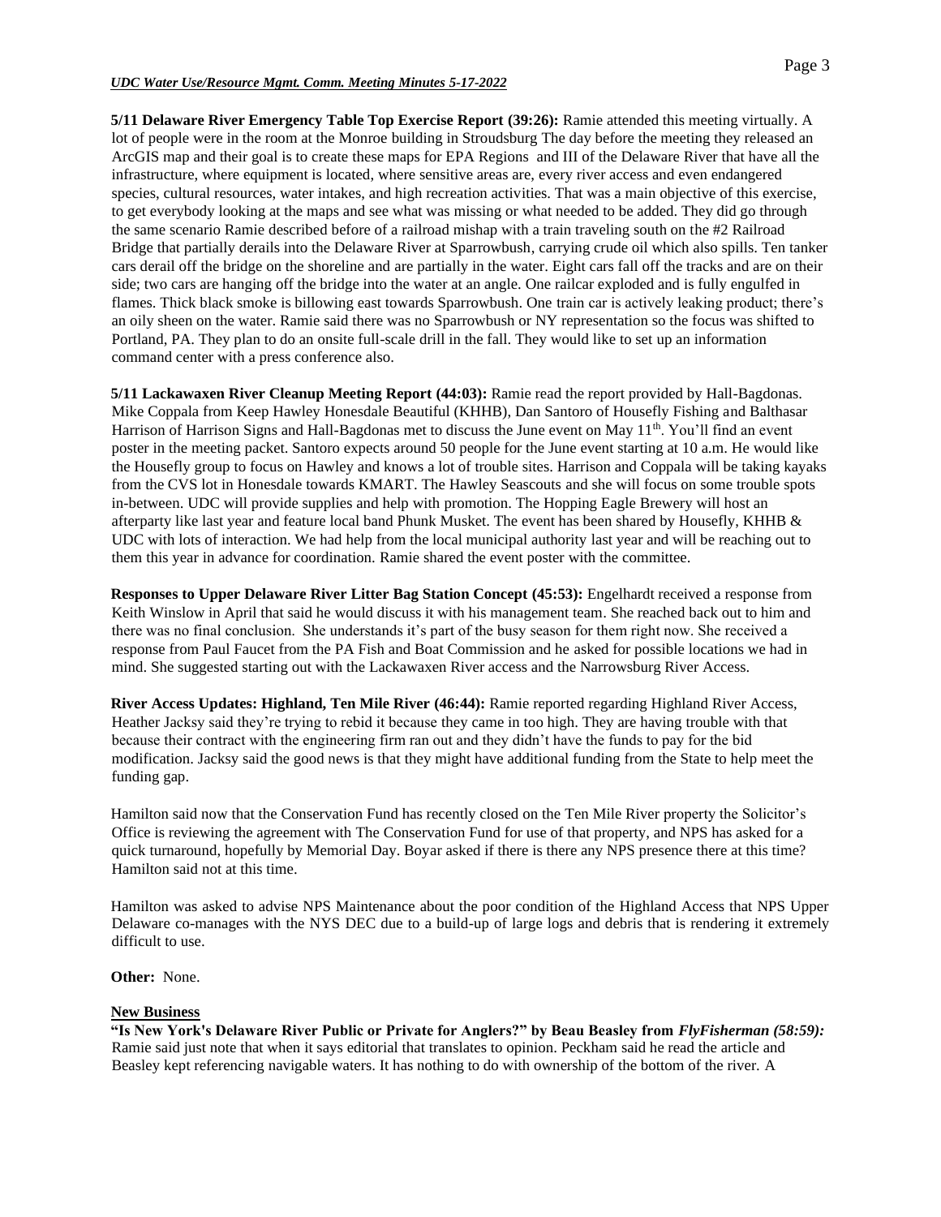**5/11 Delaware River Emergency Table Top Exercise Report (39:26):** Ramie attended this meeting virtually. A lot of people were in the room at the Monroe building in Stroudsburg The day before the meeting they released an ArcGIS map and their goal is to create these maps for EPA Regions and III of the Delaware River that have all the infrastructure, where equipment is located, where sensitive areas are, every river access and even endangered species, cultural resources, water intakes, and high recreation activities. That was a main objective of this exercise, to get everybody looking at the maps and see what was missing or what needed to be added. They did go through the same scenario Ramie described before of a railroad mishap with a train traveling south on the #2 Railroad Bridge that partially derails into the Delaware River at Sparrowbush, carrying crude oil which also spills. Ten tanker cars derail off the bridge on the shoreline and are partially in the water. Eight cars fall off the tracks and are on their side; two cars are hanging off the bridge into the water at an angle. One railcar exploded and is fully engulfed in flames. Thick black smoke is billowing east towards Sparrowbush. One train car is actively leaking product; there's an oily sheen on the water. Ramie said there was no Sparrowbush or NY representation so the focus was shifted to Portland, PA. They plan to do an onsite full-scale drill in the fall. They would like to set up an information command center with a press conference also.

**5/11 Lackawaxen River Cleanup Meeting Report (44:03):** Ramie read the report provided by Hall-Bagdonas. Mike Coppala from Keep Hawley Honesdale Beautiful (KHHB), Dan Santoro of Housefly Fishing and Balthasar Harrison of Harrison Signs and Hall-Bagdonas met to discuss the June event on May 11th. You'll find an event poster in the meeting packet. Santoro expects around 50 people for the June event starting at 10 a.m. He would like the Housefly group to focus on Hawley and knows a lot of trouble sites. Harrison and Coppala will be taking kayaks from the CVS lot in Honesdale towards KMART. The Hawley Seascouts and she will focus on some trouble spots in-between. UDC will provide supplies and help with promotion. The Hopping Eagle Brewery will host an afterparty like last year and feature local band Phunk Musket. The event has been shared by Housefly, KHHB & UDC with lots of interaction. We had help from the local municipal authority last year and will be reaching out to them this year in advance for coordination. Ramie shared the event poster with the committee.

**Responses to Upper Delaware River Litter Bag Station Concept (45:53):** Engelhardt received a response from Keith Winslow in April that said he would discuss it with his management team. She reached back out to him and there was no final conclusion. She understands it's part of the busy season for them right now. She received a response from Paul Faucet from the PA Fish and Boat Commission and he asked for possible locations we had in mind. She suggested starting out with the Lackawaxen River access and the Narrowsburg River Access.

**River Access Updates: Highland, Ten Mile River (46:44):** Ramie reported regarding Highland River Access, Heather Jacksy said they're trying to rebid it because they came in too high. They are having trouble with that because their contract with the engineering firm ran out and they didn't have the funds to pay for the bid modification. Jacksy said the good news is that they might have additional funding from the State to help meet the funding gap.

Hamilton said now that the Conservation Fund has recently closed on the Ten Mile River property the Solicitor's Office is reviewing the agreement with The Conservation Fund for use of that property, and NPS has asked for a quick turnaround, hopefully by Memorial Day. Boyar asked if there is there any NPS presence there at this time? Hamilton said not at this time.

Hamilton was asked to advise NPS Maintenance about the poor condition of the Highland Access that NPS Upper Delaware co-manages with the NYS DEC due to a build-up of large logs and debris that is rendering it extremely difficult to use.

**Other:** None.

## New Business

**"Is New York's Delaware River Public or Private for Anglers?" by Beau Beasley from *FlyFisherman (58:59):*** Ramie said just note that when it says editorial that translates to opinion. Peckham said he read the article and Beasley kept referencing navigable waters. It has nothing to do with ownership of the bottom of the river. A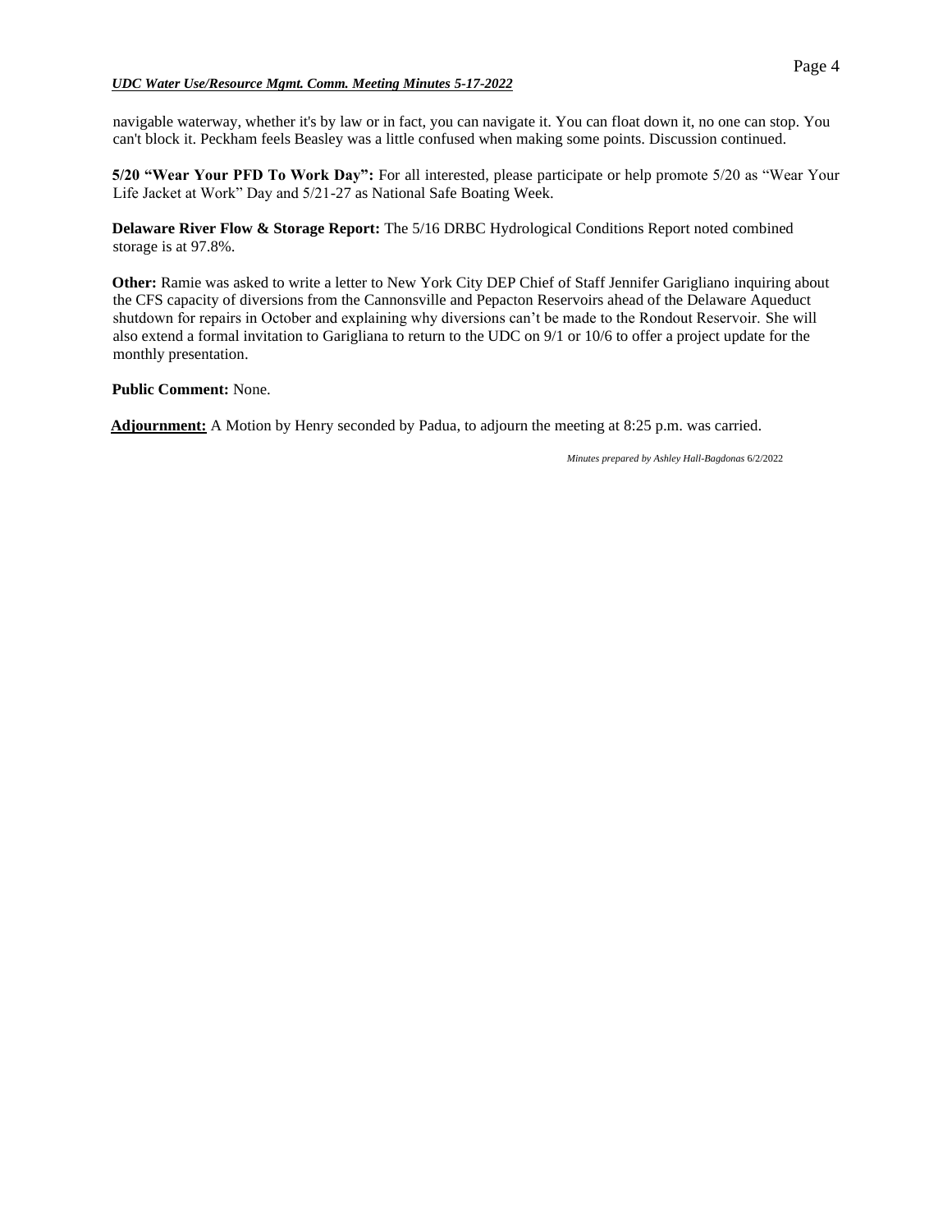navigable waterway, whether it's by law or in fact, you can navigate it. You can float down it, no one can stop. You can't block it. Peckham feels Beasley was a little confused when making some points. Discussion continued.

**5/20 "Wear Your PFD To Work Day":** For all interested, please participate or help promote 5/20 as "Wear Your Life Jacket at Work" Day and 5/21-27 as National Safe Boating Week.

**Delaware River Flow & Storage Report:** The 5/16 DRBC Hydrological Conditions Report noted combined storage is at 97.8%.

**Other:** Ramie was asked to write a letter to New York City DEP Chief of Staff Jennifer Garigliano inquiring about the CFS capacity of diversions from the Cannonsville and Pepacton Reservoirs ahead of the Delaware Aqueduct shutdown for repairs in October and explaining why diversions can't be made to the Rondout Reservoir. She will also extend a formal invitation to Garigliana to return to the UDC on 9/1 or 10/6 to offer a project update for the monthly presentation.

**Public Comment:** None.

**Adjournment:** A Motion by Henry seconded by Padua, to adjourn the meeting at 8:25 p.m. was carried.

*Minutes prepared by Ashley Hall-Bagdonas* 6/2/2022